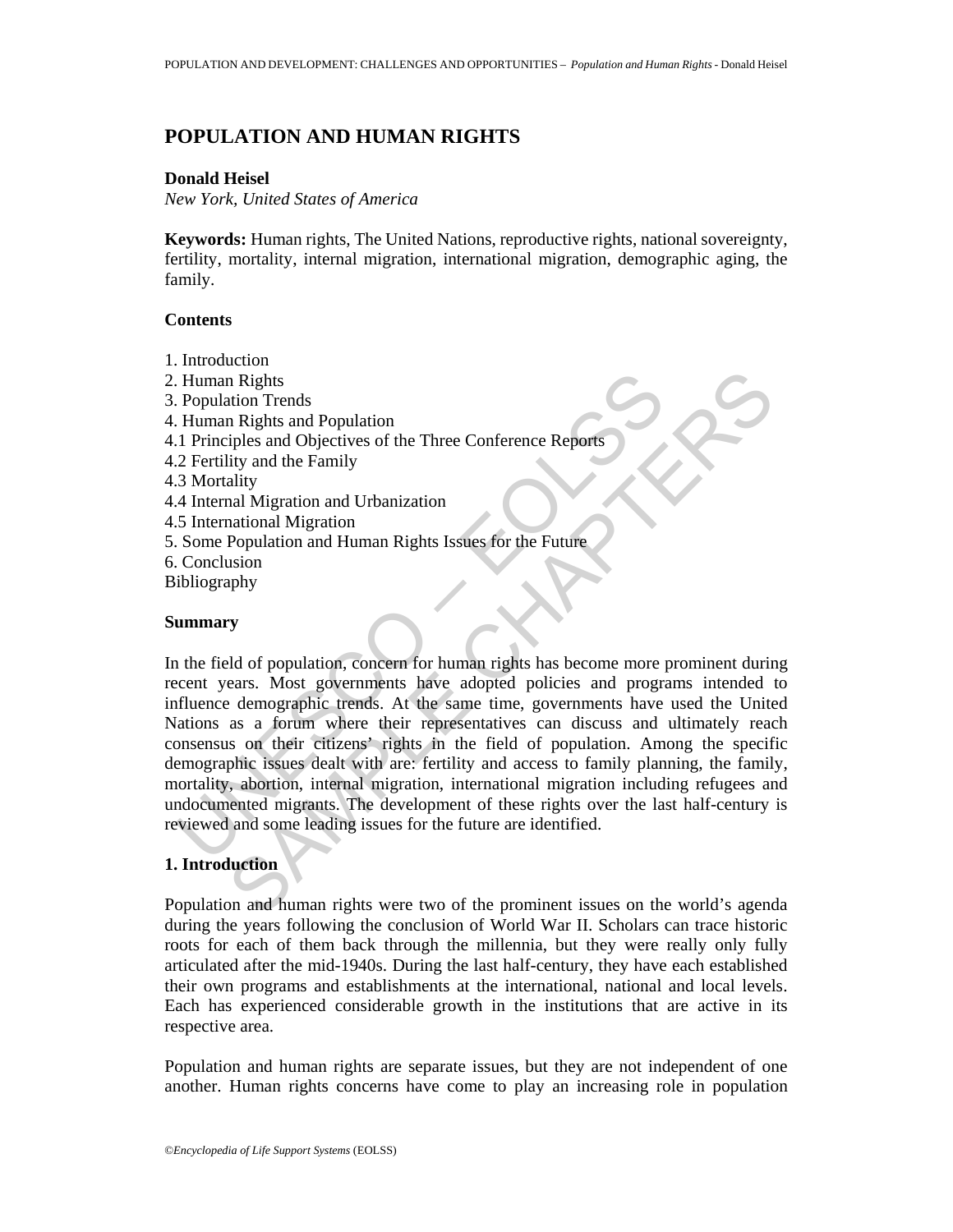# POPULATION AND HUMAN RIGHTS

**Donald Heisel**
*New York, United States of America*

**Keywords:** Human rights, The United Nations, reproductive rights, national sovereignty, fertility, mortality, internal migration, international migration, demographic aging, the family.

## Contents

1. Introduction
2. Human Rights
3. Population Trends
4. Human Rights and Population
4.1 Principles and Objectives of the Three Conference Reports
4.2 Fertility and the Family
4.3 Mortality
4.4 Internal Migration and Urbanization
4.5 International Migration
5. Some Population and Human Rights Issues for the Future
6. Conclusion
Bibliography

## Summary

In the field of population, concern for human rights has become more prominent during recent years. Most governments have adopted policies and programs intended to influence demographic trends. At the same time, governments have used the United Nations as a forum where their representatives can discuss and ultimately reach consensus on their citizens' rights in the field of population. Among the specific demographic issues dealt with are: fertility and access to family planning, the family, mortality, abortion, internal migration, international migration including refugees and undocumented migrants. The development of these rights over the last half-century is reviewed and some leading issues for the future are identified.

## 1. Introduction

Population and human rights were two of the prominent issues on the world's agenda during the years following the conclusion of World War II. Scholars can trace historic roots for each of them back through the millennia, but they were really only fully articulated after the mid-1940s. During the last half-century, they have each established their own programs and establishments at the international, national and local levels. Each has experienced considerable growth in the institutions that are active in its respective area.

Population and human rights are separate issues, but they are not independent of one another. Human rights concerns have come to play an increasing role in population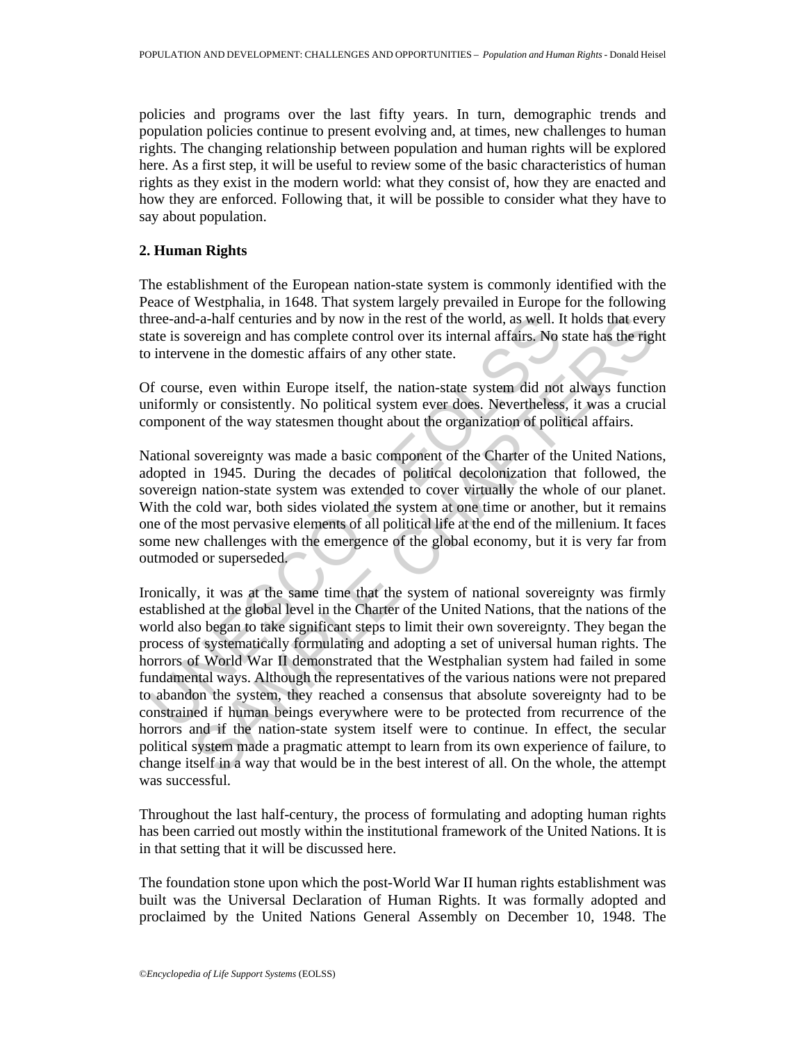policies and programs over the last fifty years. In turn, demographic trends and population policies continue to present evolving and, at times, new challenges to human rights. The changing relationship between population and human rights will be explored here. As a first step, it will be useful to review some of the basic characteristics of human rights as they exist in the modern world: what they consist of, how they are enacted and how they are enforced. Following that, it will be possible to consider what they have to say about population.

## 2. Human Rights

The establishment of the European nation-state system is commonly identified with the Peace of Westphalia, in 1648. That system largely prevailed in Europe for the following three-and-a-half centuries and by now in the rest of the world, as well. It holds that every state is sovereign and has complete control over its internal affairs. No state has the right to intervene in the domestic affairs of any other state.

Of course, even within Europe itself, the nation-state system did not always function uniformly or consistently. No political system ever does. Nevertheless, it was a crucial component of the way statesmen thought about the organization of political affairs.

National sovereignty was made a basic component of the Charter of the United Nations, adopted in 1945. During the decades of political decolonization that followed, the sovereign nation-state system was extended to cover virtually the whole of our planet. With the cold war, both sides violated the system at one time or another, but it remains one of the most pervasive elements of all political life at the end of the millenium. It faces some new challenges with the emergence of the global economy, but it is very far from outmoded or superseded.

Ironically, it was at the same time that the system of national sovereignty was firmly established at the global level in the Charter of the United Nations, that the nations of the world also began to take significant steps to limit their own sovereignty. They began the process of systematically formulating and adopting a set of universal human rights. The horrors of World War II demonstrated that the Westphalian system had failed in some fundamental ways. Although the representatives of the various nations were not prepared to abandon the system, they reached a consensus that absolute sovereignty had to be constrained if human beings everywhere were to be protected from recurrence of the horrors and if the nation-state system itself were to continue. In effect, the secular political system made a pragmatic attempt to learn from its own experience of failure, to change itself in a way that would be in the best interest of all. On the whole, the attempt was successful.

Throughout the last half-century, the process of formulating and adopting human rights has been carried out mostly within the institutional framework of the United Nations. It is in that setting that it will be discussed here.

The foundation stone upon which the post-World War II human rights establishment was built was the Universal Declaration of Human Rights. It was formally adopted and proclaimed by the United Nations General Assembly on December 10, 1948. The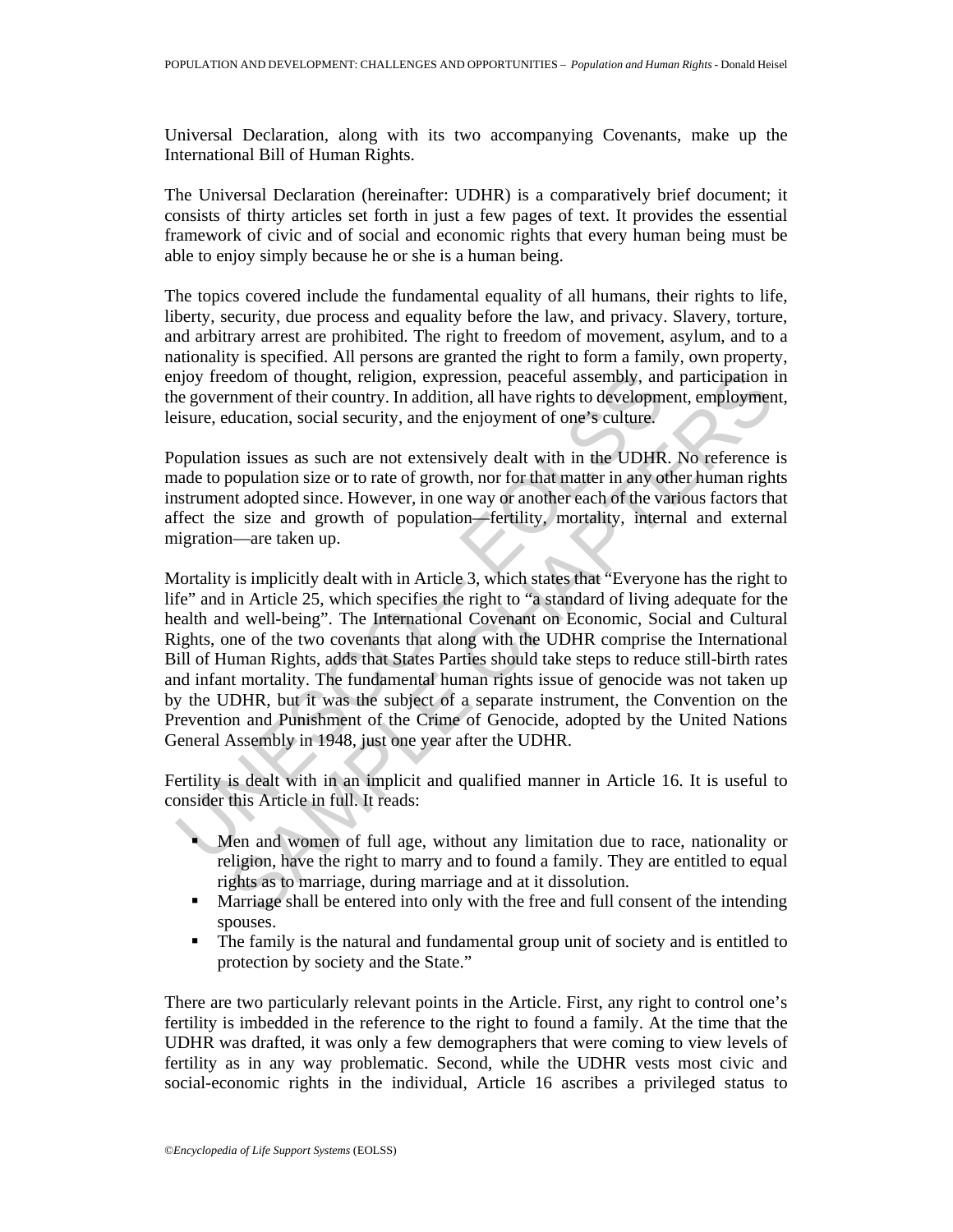Universal Declaration, along with its two accompanying Covenants, make up the International Bill of Human Rights.

The Universal Declaration (hereinafter: UDHR) is a comparatively brief document; it consists of thirty articles set forth in just a few pages of text. It provides the essential framework of civic and of social and economic rights that every human being must be able to enjoy simply because he or she is a human being.

The topics covered include the fundamental equality of all humans, their rights to life, liberty, security, due process and equality before the law, and privacy. Slavery, torture, and arbitrary arrest are prohibited. The right to freedom of movement, asylum, and to a nationality is specified. All persons are granted the right to form a family, own property, enjoy freedom of thought, religion, expression, peaceful assembly, and participation in the government of their country. In addition, all have rights to development, employment, leisure, education, social security, and the enjoyment of one's culture.

Population issues as such are not extensively dealt with in the UDHR. No reference is made to population size or to rate of growth, nor for that matter in any other human rights instrument adopted since. However, in one way or another each of the various factors that affect the size and growth of population—fertility, mortality, internal and external migration—are taken up.

Mortality is implicitly dealt with in Article 3, which states that "Everyone has the right to life" and in Article 25, which specifies the right to "a standard of living adequate for the health and well-being". The International Covenant on Economic, Social and Cultural Rights, one of the two covenants that along with the UDHR comprise the International Bill of Human Rights, adds that States Parties should take steps to reduce still-birth rates and infant mortality. The fundamental human rights issue of genocide was not taken up by the UDHR, but it was the subject of a separate instrument, the Convention on the Prevention and Punishment of the Crime of Genocide, adopted by the United Nations General Assembly in 1948, just one year after the UDHR.

Fertility is dealt with in an implicit and qualified manner in Article 16. It is useful to consider this Article in full. It reads:

- Men and women of full age, without any limitation due to race, nationality or religion, have the right to marry and to found a family. They are entitled to equal rights as to marriage, during marriage and at it dissolution.
- Marriage shall be entered into only with the free and full consent of the intending spouses.
- The family is the natural and fundamental group unit of society and is entitled to protection by society and the State."

There are two particularly relevant points in the Article. First, any right to control one's fertility is imbedded in the reference to the right to found a family. At the time that the UDHR was drafted, it was only a few demographers that were coming to view levels of fertility as in any way problematic. Second, while the UDHR vests most civic and social-economic rights in the individual, Article 16 ascribes a privileged status to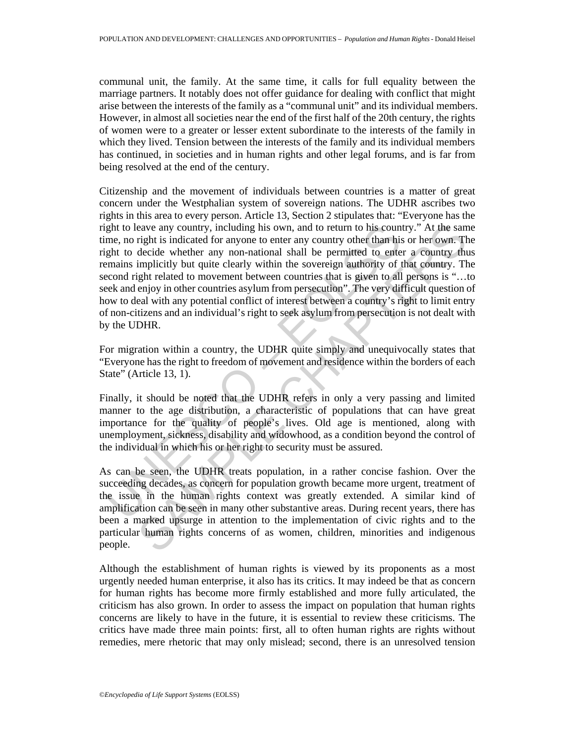communal unit, the family. At the same time, it calls for full equality between the marriage partners. It notably does not offer guidance for dealing with conflict that might arise between the interests of the family as a "communal unit" and its individual members. However, in almost all societies near the end of the first half of the 20th century, the rights of women were to a greater or lesser extent subordinate to the interests of the family in which they lived. Tension between the interests of the family and its individual members has continued, in societies and in human rights and other legal forums, and is far from being resolved at the end of the century.

Citizenship and the movement of individuals between countries is a matter of great concern under the Westphalian system of sovereign nations. The UDHR ascribes two rights in this area to every person. Article 13, Section 2 stipulates that: "Everyone has the right to leave any country, including his own, and to return to his country." At the same time, no right is indicated for anyone to enter any country other than his or her own. The right to decide whether any non-national shall be permitted to enter a country thus remains implicitly but quite clearly within the sovereign authority of that country. The second right related to movement between countries that is given to all persons is "…to seek and enjoy in other countries asylum from persecution". The very difficult question of how to deal with any potential conflict of interest between a country's right to limit entry of non-citizens and an individual's right to seek asylum from persecution is not dealt with by the UDHR.

For migration within a country, the UDHR quite simply and unequivocally states that "Everyone has the right to freedom of movement and residence within the borders of each State" (Article 13, 1).

Finally, it should be noted that the UDHR refers in only a very passing and limited manner to the age distribution, a characteristic of populations that can have great importance for the quality of people's lives. Old age is mentioned, along with unemployment, sickness, disability and widowhood, as a condition beyond the control of the individual in which his or her right to security must be assured.

As can be seen, the UDHR treats population, in a rather concise fashion. Over the succeeding decades, as concern for population growth became more urgent, treatment of the issue in the human rights context was greatly extended. A similar kind of amplification can be seen in many other substantive areas. During recent years, there has been a marked upsurge in attention to the implementation of civic rights and to the particular human rights concerns of as women, children, minorities and indigenous people.

Although the establishment of human rights is viewed by its proponents as a most urgently needed human enterprise, it also has its critics. It may indeed be that as concern for human rights has become more firmly established and more fully articulated, the criticism has also grown. In order to assess the impact on population that human rights concerns are likely to have in the future, it is essential to review these criticisms. The critics have made three main points: first, all to often human rights are rights without remedies, mere rhetoric that may only mislead; second, there is an unresolved tension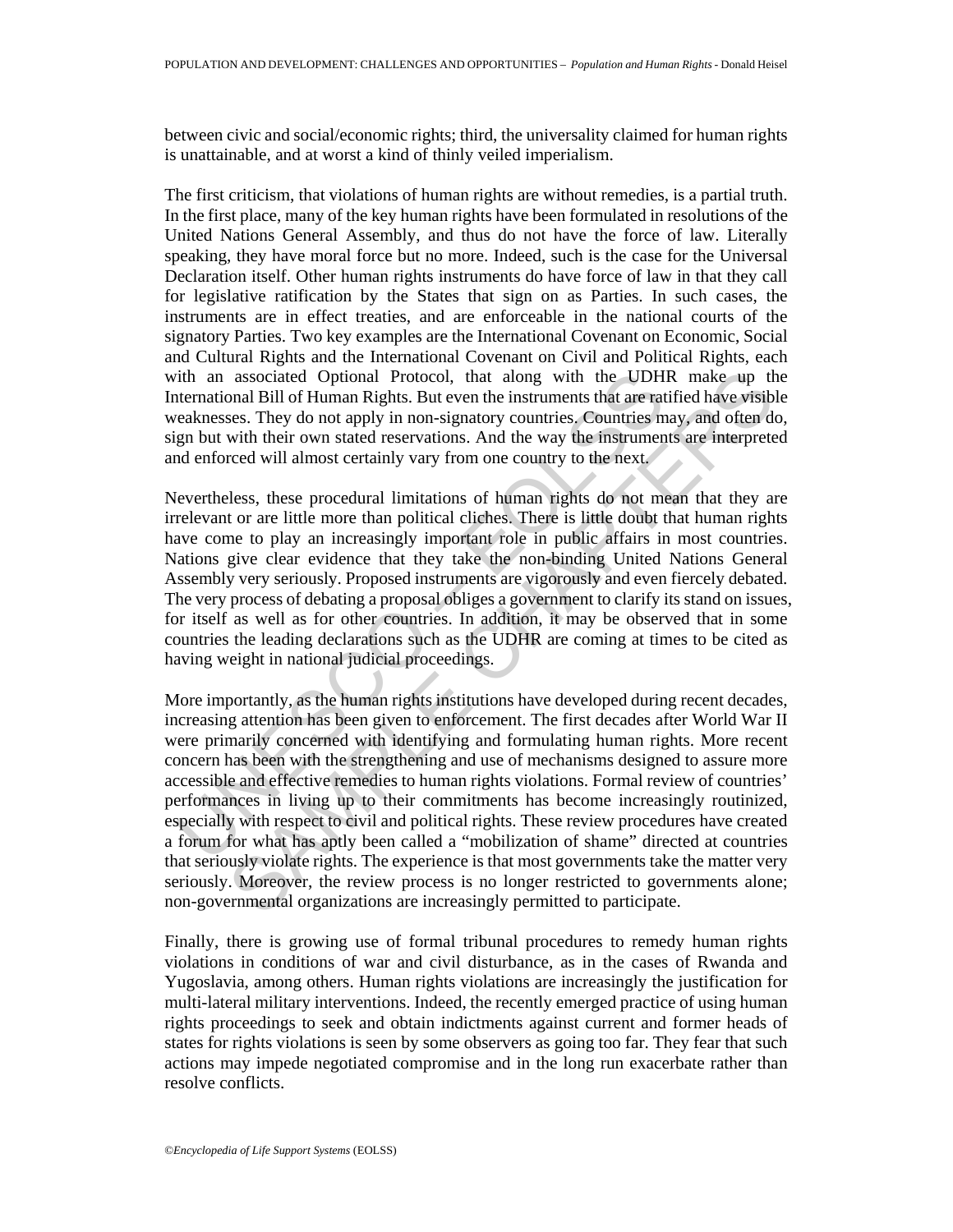between civic and social/economic rights; third, the universality claimed for human rights is unattainable, and at worst a kind of thinly veiled imperialism.

The first criticism, that violations of human rights are without remedies, is a partial truth. In the first place, many of the key human rights have been formulated in resolutions of the United Nations General Assembly, and thus do not have the force of law. Literally speaking, they have moral force but no more. Indeed, such is the case for the Universal Declaration itself. Other human rights instruments do have force of law in that they call for legislative ratification by the States that sign on as Parties. In such cases, the instruments are in effect treaties, and are enforceable in the national courts of the signatory Parties. Two key examples are the International Covenant on Economic, Social and Cultural Rights and the International Covenant on Civil and Political Rights, each with an associated Optional Protocol, that along with the UDHR make up the International Bill of Human Rights. But even the instruments that are ratified have visible weaknesses. They do not apply in non-signatory countries. Countries may, and often do, sign but with their own stated reservations. And the way the instruments are interpreted and enforced will almost certainly vary from one country to the next.

Nevertheless, these procedural limitations of human rights do not mean that they are irrelevant or are little more than political cliches. There is little doubt that human rights have come to play an increasingly important role in public affairs in most countries. Nations give clear evidence that they take the non-binding United Nations General Assembly very seriously. Proposed instruments are vigorously and even fiercely debated. The very process of debating a proposal obliges a government to clarify its stand on issues, for itself as well as for other countries. In addition, it may be observed that in some countries the leading declarations such as the UDHR are coming at times to be cited as having weight in national judicial proceedings.

More importantly, as the human rights institutions have developed during recent decades, increasing attention has been given to enforcement. The first decades after World War II were primarily concerned with identifying and formulating human rights. More recent concern has been with the strengthening and use of mechanisms designed to assure more accessible and effective remedies to human rights violations. Formal review of countries' performances in living up to their commitments has become increasingly routinized, especially with respect to civil and political rights. These review procedures have created a forum for what has aptly been called a "mobilization of shame" directed at countries that seriously violate rights. The experience is that most governments take the matter very seriously. Moreover, the review process is no longer restricted to governments alone; non-governmental organizations are increasingly permitted to participate.

Finally, there is growing use of formal tribunal procedures to remedy human rights violations in conditions of war and civil disturbance, as in the cases of Rwanda and Yugoslavia, among others. Human rights violations are increasingly the justification for multi-lateral military interventions. Indeed, the recently emerged practice of using human rights proceedings to seek and obtain indictments against current and former heads of states for rights violations is seen by some observers as going too far. They fear that such actions may impede negotiated compromise and in the long run exacerbate rather than resolve conflicts.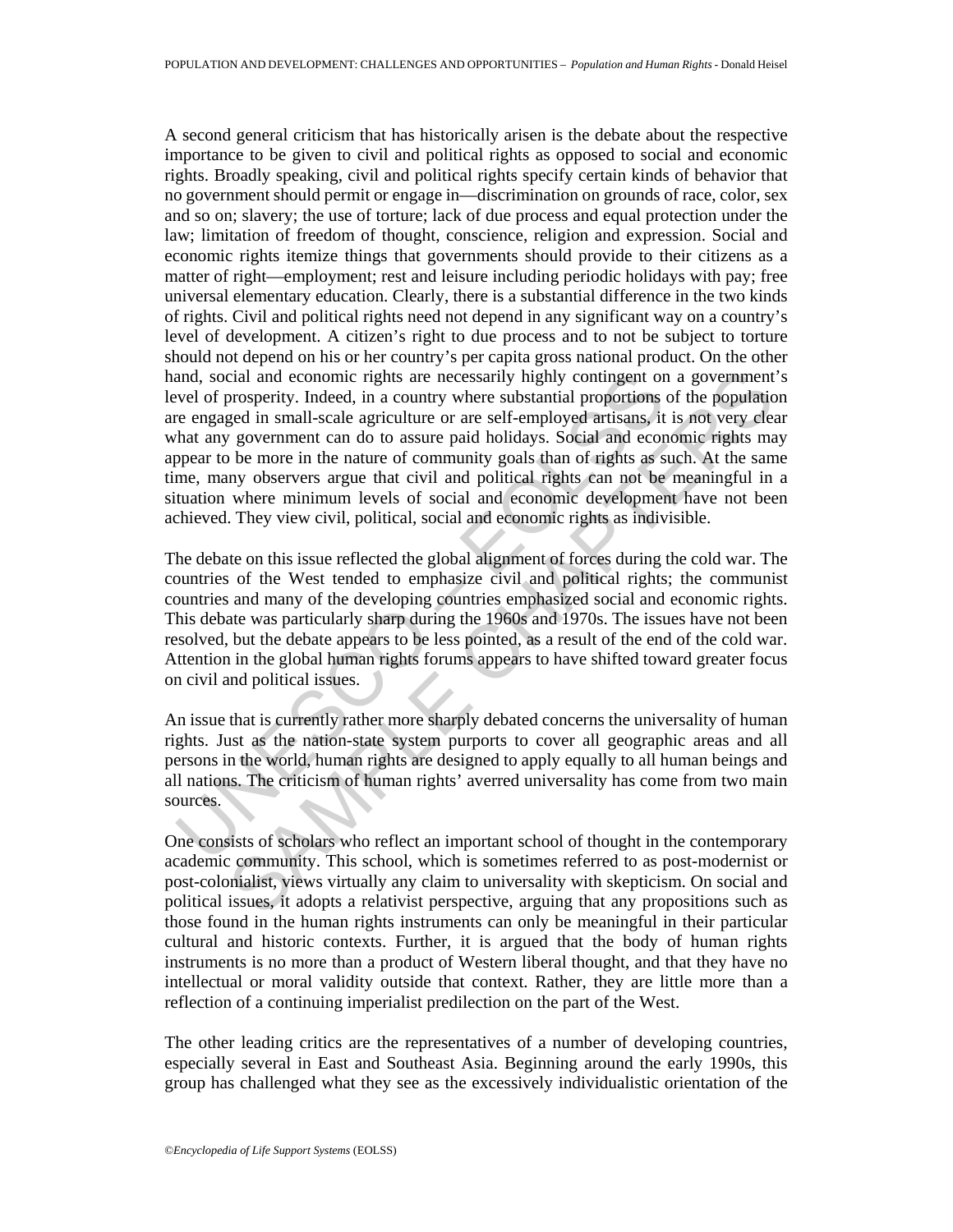A second general criticism that has historically arisen is the debate about the respective importance to be given to civil and political rights as opposed to social and economic rights. Broadly speaking, civil and political rights specify certain kinds of behavior that no government should permit or engage in—discrimination on grounds of race, color, sex and so on; slavery; the use of torture; lack of due process and equal protection under the law; limitation of freedom of thought, conscience, religion and expression. Social and economic rights itemize things that governments should provide to their citizens as a matter of right—employment; rest and leisure including periodic holidays with pay; free universal elementary education. Clearly, there is a substantial difference in the two kinds of rights. Civil and political rights need not depend in any significant way on a country's level of development. A citizen's right to due process and to not be subject to torture should not depend on his or her country's per capita gross national product. On the other hand, social and economic rights are necessarily highly contingent on a government's level of prosperity. Indeed, in a country where substantial proportions of the population are engaged in small-scale agriculture or are self-employed artisans, it is not very clear what any government can do to assure paid holidays. Social and economic rights may appear to be more in the nature of community goals than of rights as such. At the same time, many observers argue that civil and political rights can not be meaningful in a situation where minimum levels of social and economic development have not been achieved. They view civil, political, social and economic rights as indivisible.

The debate on this issue reflected the global alignment of forces during the cold war. The countries of the West tended to emphasize civil and political rights; the communist countries and many of the developing countries emphasized social and economic rights. This debate was particularly sharp during the 1960s and 1970s. The issues have not been resolved, but the debate appears to be less pointed, as a result of the end of the cold war. Attention in the global human rights forums appears to have shifted toward greater focus on civil and political issues.

An issue that is currently rather more sharply debated concerns the universality of human rights. Just as the nation-state system purports to cover all geographic areas and all persons in the world, human rights are designed to apply equally to all human beings and all nations. The criticism of human rights' averred universality has come from two main sources.

One consists of scholars who reflect an important school of thought in the contemporary academic community. This school, which is sometimes referred to as post-modernist or post-colonialist, views virtually any claim to universality with skepticism. On social and political issues, it adopts a relativist perspective, arguing that any propositions such as those found in the human rights instruments can only be meaningful in their particular cultural and historic contexts. Further, it is argued that the body of human rights instruments is no more than a product of Western liberal thought, and that they have no intellectual or moral validity outside that context. Rather, they are little more than a reflection of a continuing imperialist predilection on the part of the West.

The other leading critics are the representatives of a number of developing countries, especially several in East and Southeast Asia. Beginning around the early 1990s, this group has challenged what they see as the excessively individualistic orientation of the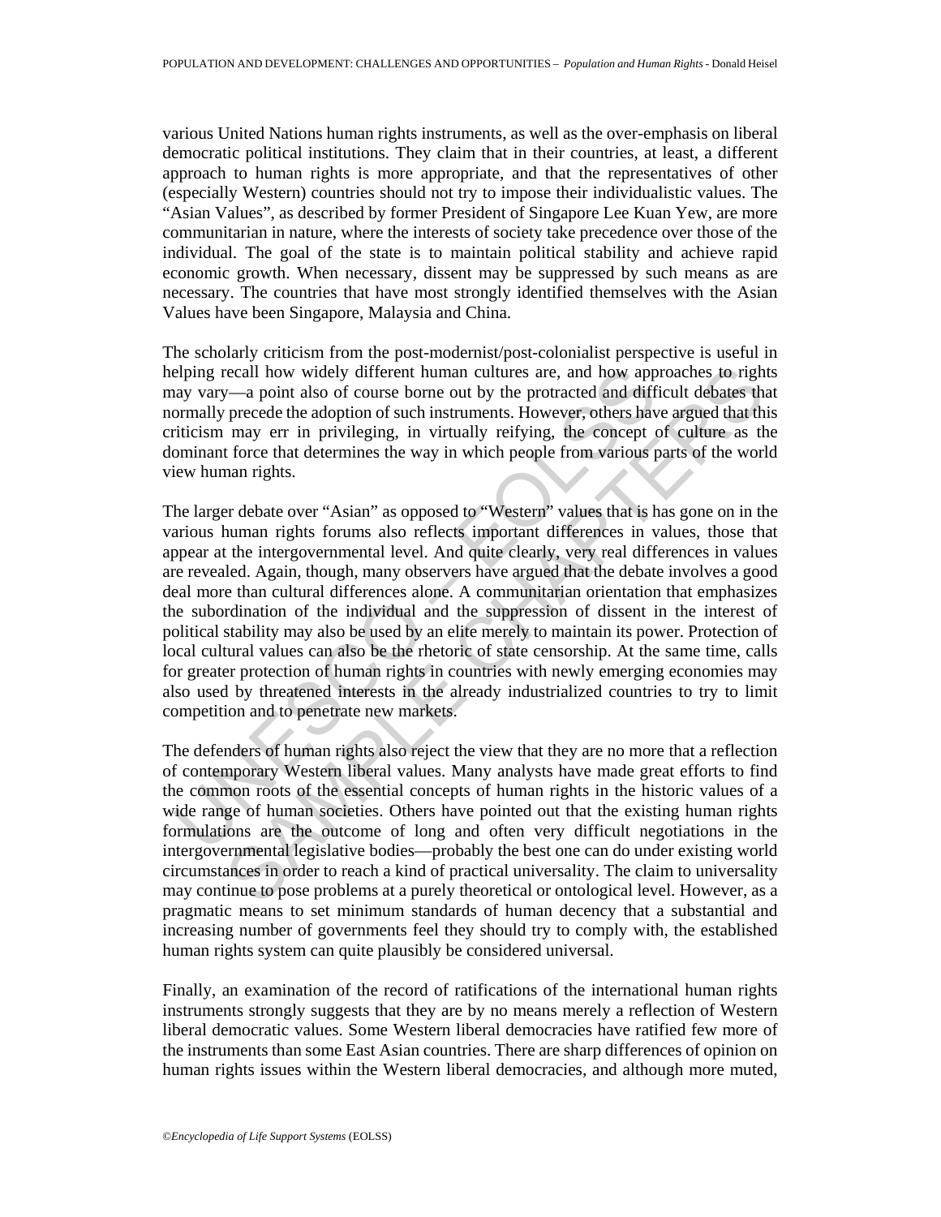various United Nations human rights instruments, as well as the over-emphasis on liberal democratic political institutions. They claim that in their countries, at least, a different approach to human rights is more appropriate, and that the representatives of other (especially Western) countries should not try to impose their individualistic values. The "Asian Values", as described by former President of Singapore Lee Kuan Yew, are more communitarian in nature, where the interests of society take precedence over those of the individual. The goal of the state is to maintain political stability and achieve rapid economic growth. When necessary, dissent may be suppressed by such means as are necessary. The countries that have most strongly identified themselves with the Asian Values have been Singapore, Malaysia and China.

The scholarly criticism from the post-modernist/post-colonialist perspective is useful in helping recall how widely different human cultures are, and how approaches to rights may vary—a point also of course borne out by the protracted and difficult debates that normally precede the adoption of such instruments. However, others have argued that this criticism may err in privileging, in virtually reifying, the concept of culture as the dominant force that determines the way in which people from various parts of the world view human rights.

The larger debate over "Asian" as opposed to "Western" values that is has gone on in the various human rights forums also reflects important differences in values, those that appear at the intergovernmental level. And quite clearly, very real differences in values are revealed. Again, though, many observers have argued that the debate involves a good deal more than cultural differences alone. A communitarian orientation that emphasizes the subordination of the individual and the suppression of dissent in the interest of political stability may also be used by an elite merely to maintain its power. Protection of local cultural values can also be the rhetoric of state censorship. At the same time, calls for greater protection of human rights in countries with newly emerging economies may also used by threatened interests in the already industrialized countries to try to limit competition and to penetrate new markets.

The defenders of human rights also reject the view that they are no more that a reflection of contemporary Western liberal values. Many analysts have made great efforts to find the common roots of the essential concepts of human rights in the historic values of a wide range of human societies. Others have pointed out that the existing human rights formulations are the outcome of long and often very difficult negotiations in the intergovernmental legislative bodies—probably the best one can do under existing world circumstances in order to reach a kind of practical universality. The claim to universality may continue to pose problems at a purely theoretical or ontological level. However, as a pragmatic means to set minimum standards of human decency that a substantial and increasing number of governments feel they should try to comply with, the established human rights system can quite plausibly be considered universal.

Finally, an examination of the record of ratifications of the international human rights instruments strongly suggests that they are by no means merely a reflection of Western liberal democratic values. Some Western liberal democracies have ratified few more of the instruments than some East Asian countries. There are sharp differences of opinion on human rights issues within the Western liberal democracies, and although more muted,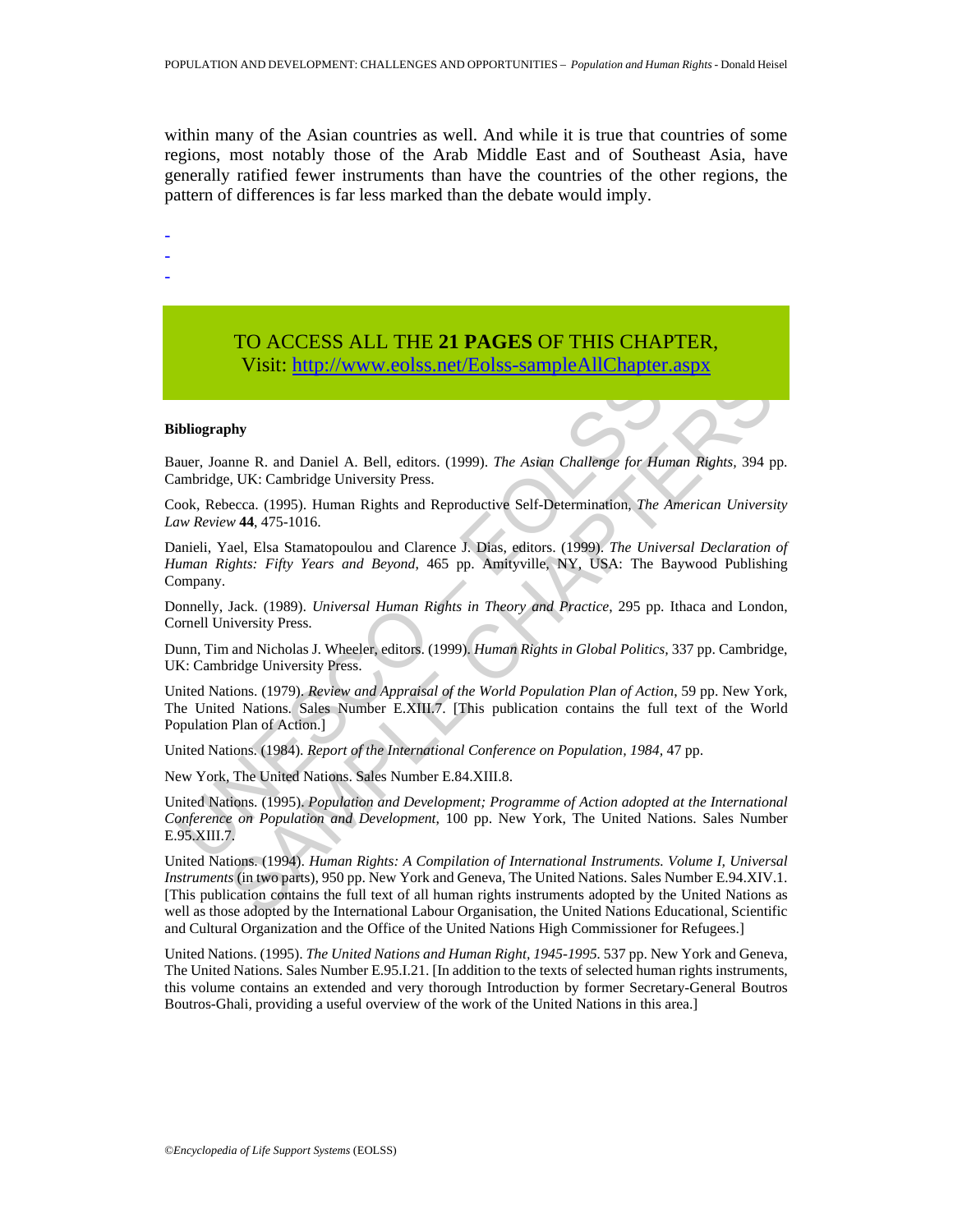within many of the Asian countries as well. And while it is true that countries of some regions, most notably those of the Arab Middle East and of Southeast Asia, have generally ratified fewer instruments than have the countries of the other regions, the pattern of differences is far less marked than the debate would imply.

-
-
-

TO ACCESS ALL THE **21 PAGES** OF THIS CHAPTER,
Visit: http://www.eolss.net/Eolss-sampleAllChapter.aspx

**Bibliography**

Bauer, Joanne R. and Daniel A. Bell, editors. (1999). *The Asian Challenge for Human Rights,* 394 pp. Cambridge, UK: Cambridge University Press.

Cook, Rebecca. (1995). Human Rights and Reproductive Self-Determination, *The American University Law Review* **44**, 475-1016.

Danieli, Yael, Elsa Stamatopoulou and Clarence J. Dias, editors. (1999). *The Universal Declaration of Human Rights: Fifty Years and Beyond,* 465 pp. Amityville, NY, USA: The Baywood Publishing Company.

Donnelly, Jack. (1989). *Universal Human Rights in Theory and Practice,* 295 pp. Ithaca and London, Cornell University Press.

Dunn, Tim and Nicholas J. Wheeler, editors. (1999). *Human Rights in Global Politics,* 337 pp. Cambridge, UK: Cambridge University Press.

United Nations. (1979). *Review and Appraisal of the World Population Plan of Action*, 59 pp. New York, The United Nations. Sales Number E.XIII.7. [This publication contains the full text of the World Population Plan of Action.]

United Nations. (1984). *Report of the International Conference on Population, 1984,* 47 pp.

New York, The United Nations. Sales Number E.84.XIII.8.

United Nations. (1995). *Population and Development; Programme of Action adopted at the International Conference on Population and Development,* 100 pp. New York, The United Nations. Sales Number E.95.XIII.7.

United Nations. (1994). *Human Rights: A Compilation of International Instruments. Volume I, Universal Instruments* (in two parts), 950 pp. New York and Geneva, The United Nations. Sales Number E.94.XIV.1. [This publication contains the full text of all human rights instruments adopted by the United Nations as well as those adopted by the International Labour Organisation, the United Nations Educational, Scientific and Cultural Organization and the Office of the United Nations High Commissioner for Refugees.]

United Nations. (1995). *The United Nations and Human Right, 1945-1995.* 537 pp. New York and Geneva, The United Nations. Sales Number E.95.I.21. [In addition to the texts of selected human rights instruments, this volume contains an extended and very thorough Introduction by former Secretary-General Boutros Boutros-Ghali, providing a useful overview of the work of the United Nations in this area.]